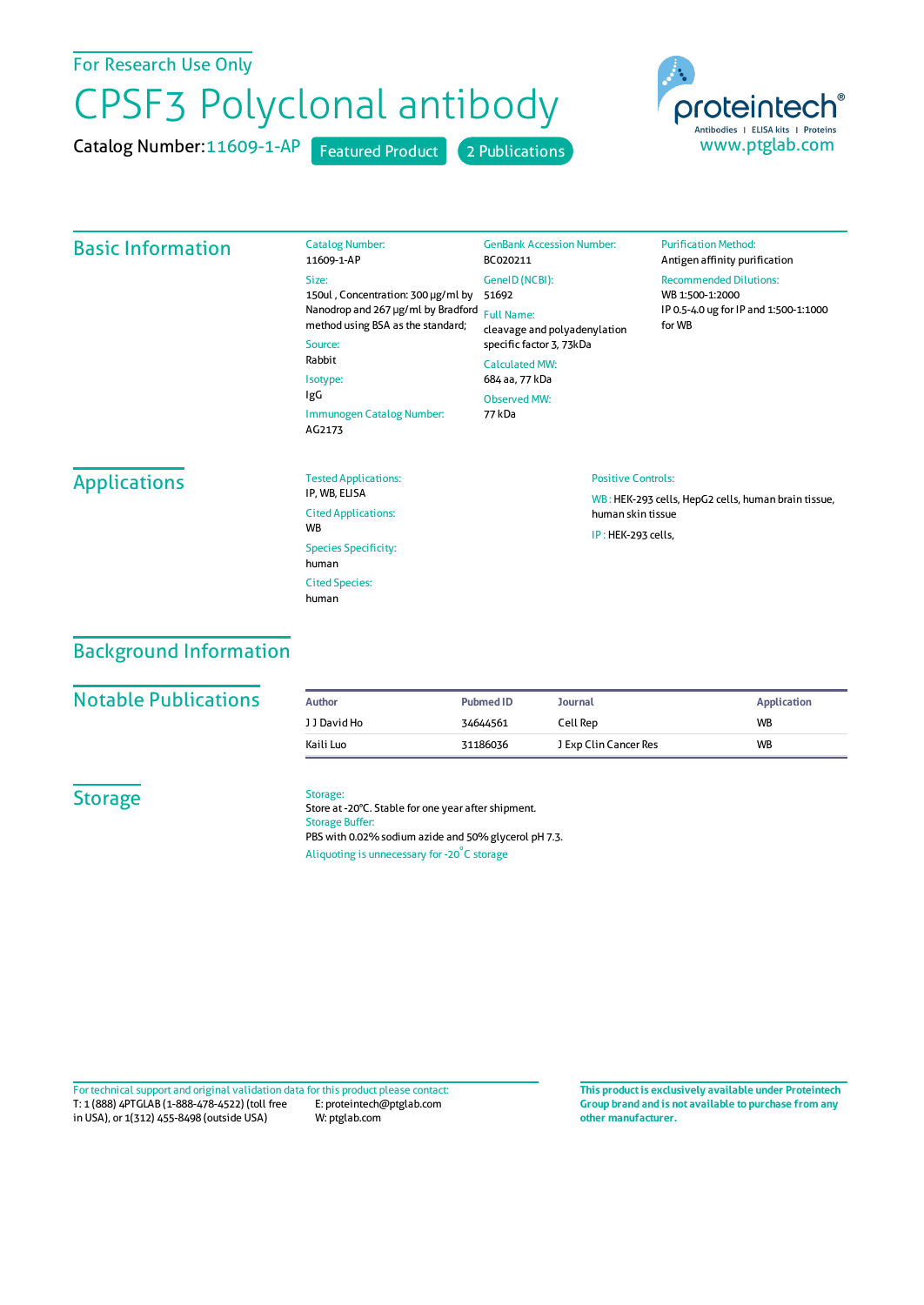For Research Use Only

# CPSF3 Polyclonal antibody

Catalog Number: 11609-1-AP    Featured Product    2 Publications

proteintech®
Antibodies | ELISA kits | Proteins
www.ptglab.com

## Basic Information

Catalog Number:
11609-1-AP

Size:
150ul , Concentration: 300 μg/ml by Nanodrop and 267 μg/ml by Bradford method using BSA as the standard;

Source:
Rabbit

Isotype:
IgG

Immunogen Catalog Number:
AG2173

GenBank Accession Number:
BC020211

GeneID (NCBI):
51692

Full Name:
cleavage and polyadenylation specific factor 3, 73kDa

Calculated MW:
684 aa, 77 kDa

Observed MW:
77 kDa

Purification Method:
Antigen affinity purification

Recommended Dilutions:
WB 1:500-1:2000
IP 0.5-4.0 ug for IP and 1:500-1:1000 for WB

## Applications

Tested Applications:
IP, WB, ELISA

Cited Applications:
WB

Species Specificity:
human

Cited Species:
human

Positive Controls:

WB : HEK-293 cells, HepG2 cells, human brain tissue, human skin tissue

IP : HEK-293 cells,

## Background Information

## Notable Publications

| Author | Pubmed ID | Journal | Application |
|---|---|---|---|
| J J David Ho | 34644561 | Cell Rep | WB |
| Kaili Luo | 31186036 | J Exp Clin Cancer Res | WB |

## Storage

Storage:
Store at -20°C. Stable for one year after shipment.

Storage Buffer:
PBS with 0.02% sodium azide and 50% glycerol pH 7.3.

Aliquoting is unnecessary for -20°C storage

For technical support and original validation data for this product please contact:
T: 1 (888) 4PTGLAB (1-888-478-4522) (toll free in USA), or 1(312) 455-8498 (outside USA)
E: proteintech@ptglab.com
W: ptglab.com

**This product is exclusively available under Proteintech Group brand and is not available to purchase from any other manufacturer.**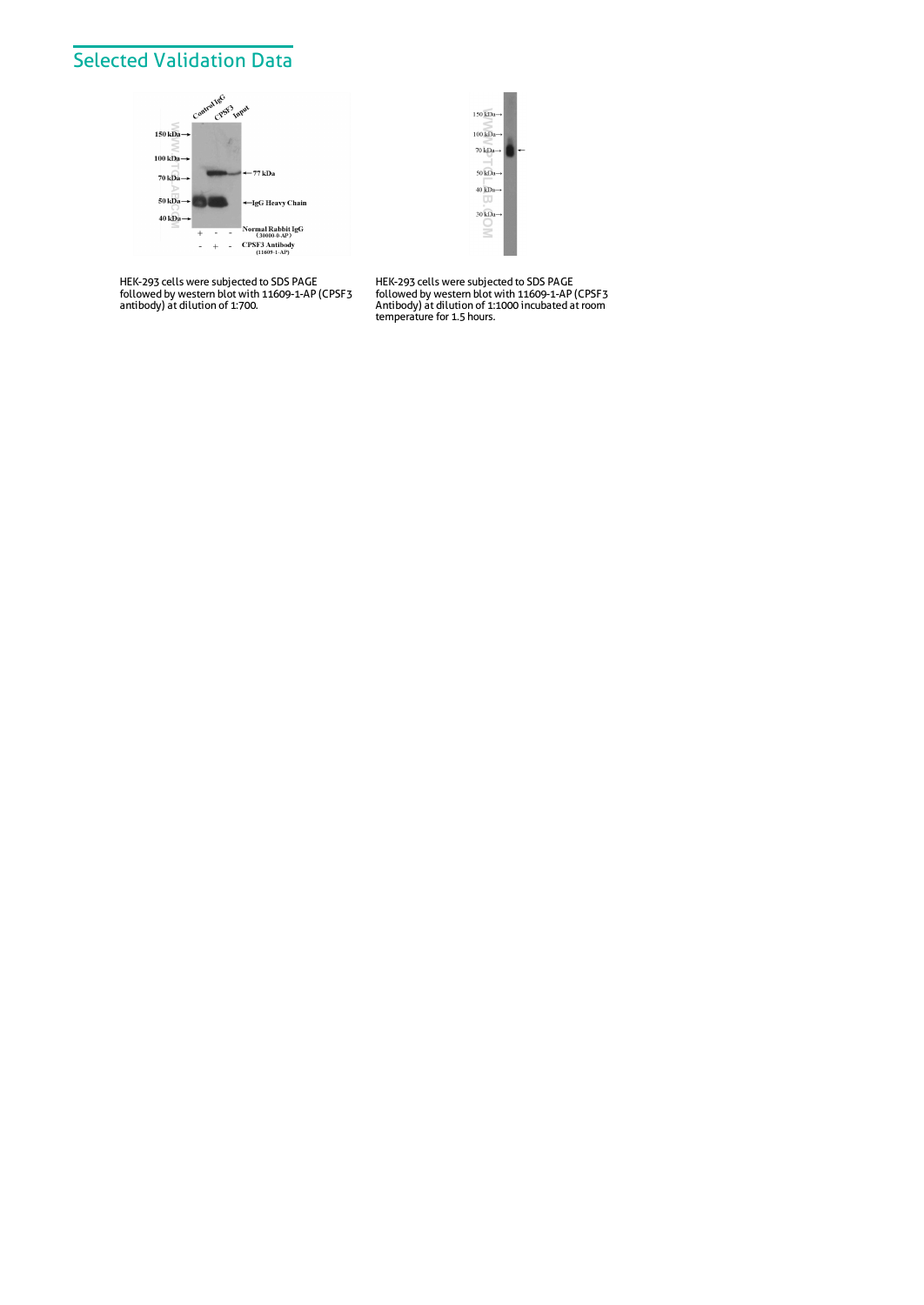## Selected Validation Data

Control IgG
CPSF3
Input

150 kDa→
100 kDa→
70 kDa→
50 kDa→
40 kDa→

←77 kDa
←IgG Heavy Chain

+ - - Normal Rabbit IgG (30000-0-AP)
- + - CPSF3 Antibody (11609-1-AP)

HEK-293 cells were subjected to SDS PAGE followed by western blot with 11609-1-AP (CPSF3 antibody) at dilution of 1:700.

150 kDa→
100 kDa→
70 kDa→
50 kDa→
40 kDa→
30 kDa→

HEK-293 cells were subjected to SDS PAGE followed by western blot with 11609-1-AP (CPSF3 Antibody) at dilution of 1:1000 incubated at room temperature for 1.5 hours.